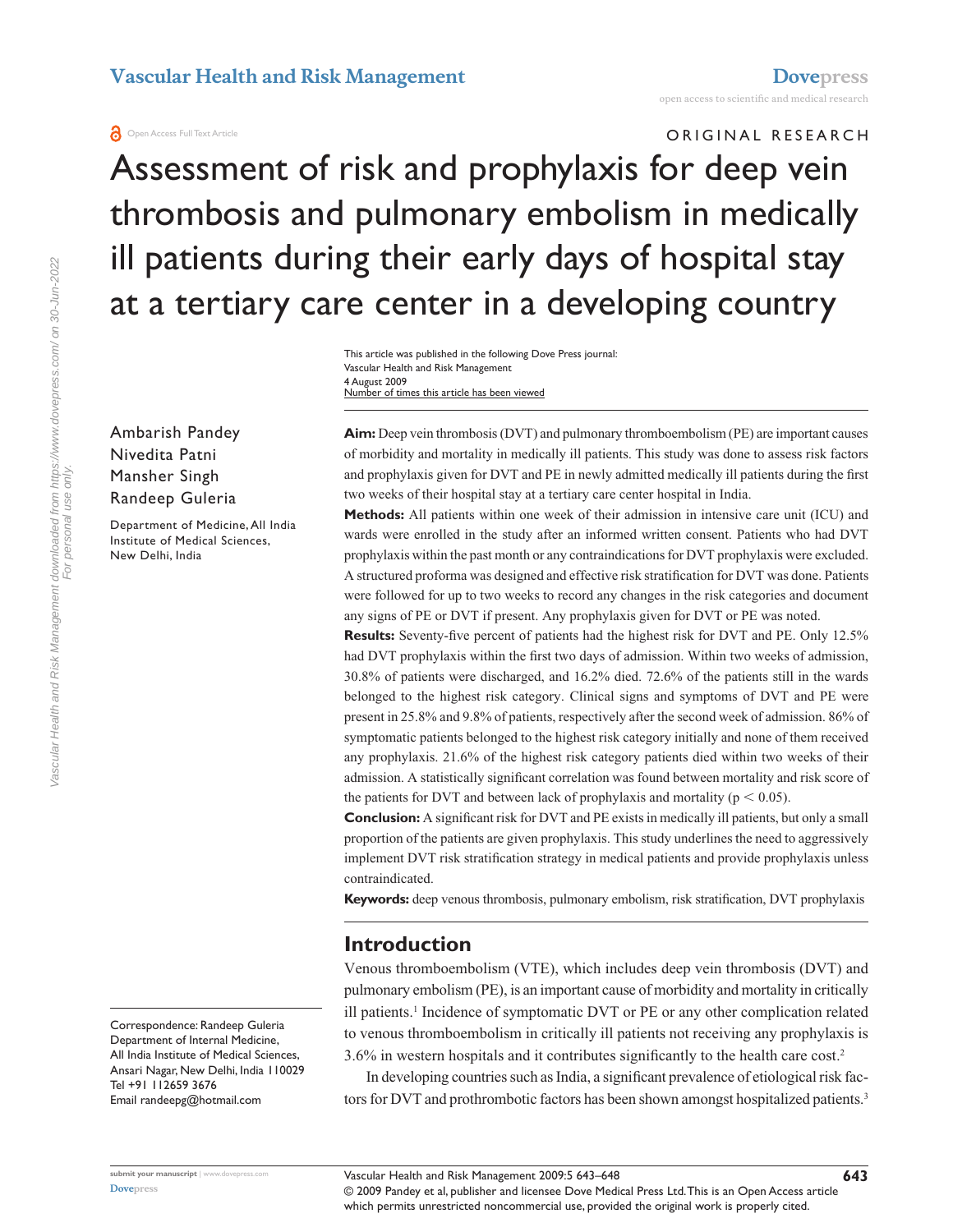ORIGINAL RESEARCH

# Assessment of risk and prophylaxis for deep vein thrombosis and pulmonary embolism in medically ill patients during their early days of hospital stay at a tertiary care center in a developing country

This article was published in the following Dove Press journal:
Vascular Health and Risk Management
4 August 2009
Number of times this article has been viewed

Ambarish Pandey
Nivedita Patni
Mansher Singh
Randeep Guleria

Department of Medicine, All India Institute of Medical Sciences, New Delhi, India

**Aim:** Deep vein thrombosis (DVT) and pulmonary thromboembolism (PE) are important causes of morbidity and mortality in medically ill patients. This study was done to assess risk factors and prophylaxis given for DVT and PE in newly admitted medically ill patients during the first two weeks of their hospital stay at a tertiary care center hospital in India.

**Methods:** All patients within one week of their admission in intensive care unit (ICU) and wards were enrolled in the study after an informed written consent. Patients who had DVT prophylaxis within the past month or any contraindications for DVT prophylaxis were excluded. A structured proforma was designed and effective risk stratification for DVT was done. Patients were followed for up to two weeks to record any changes in the risk categories and document any signs of PE or DVT if present. Any prophylaxis given for DVT or PE was noted.

**Results:** Seventy-five percent of patients had the highest risk for DVT and PE. Only 12.5% had DVT prophylaxis within the first two days of admission. Within two weeks of admission, 30.8% of patients were discharged, and 16.2% died. 72.6% of the patients still in the wards belonged to the highest risk category. Clinical signs and symptoms of DVT and PE were present in 25.8% and 9.8% of patients, respectively after the second week of admission. 86% of symptomatic patients belonged to the highest risk category initially and none of them received any prophylaxis. 21.6% of the highest risk category patients died within two weeks of their admission. A statistically significant correlation was found between mortality and risk score of the patients for DVT and between lack of prophylaxis and mortality ($p < 0.05$).

**Conclusion:** A significant risk for DVT and PE exists in medically ill patients, but only a small proportion of the patients are given prophylaxis. This study underlines the need to aggressively implement DVT risk stratification strategy in medical patients and provide prophylaxis unless contraindicated.

**Keywords:** deep venous thrombosis, pulmonary embolism, risk stratification, DVT prophylaxis

## Introduction

Venous thromboembolism (VTE), which includes deep vein thrombosis (DVT) and pulmonary embolism (PE), is an important cause of morbidity and mortality in critically ill patients.[1] Incidence of symptomatic DVT or PE or any other complication related to venous thromboembolism in critically ill patients not receiving any prophylaxis is 3.6% in western hospitals and it contributes significantly to the health care cost.[2]

In developing countries such as India, a significant prevalence of etiological risk factors for DVT and prothrombotic factors has been shown amongst hospitalized patients.[3]

Correspondence: Randeep Guleria
Department of Internal Medicine, All India Institute of Medical Sciences, Ansari Nagar, New Delhi, India 110029
Tel +91 112659 3676
Email randeepg@hotmail.com

© 2009 Pandey et al, publisher and licensee Dove Medical Press Ltd. This is an Open Access article which permits unrestricted noncommercial use, provided the original work is properly cited.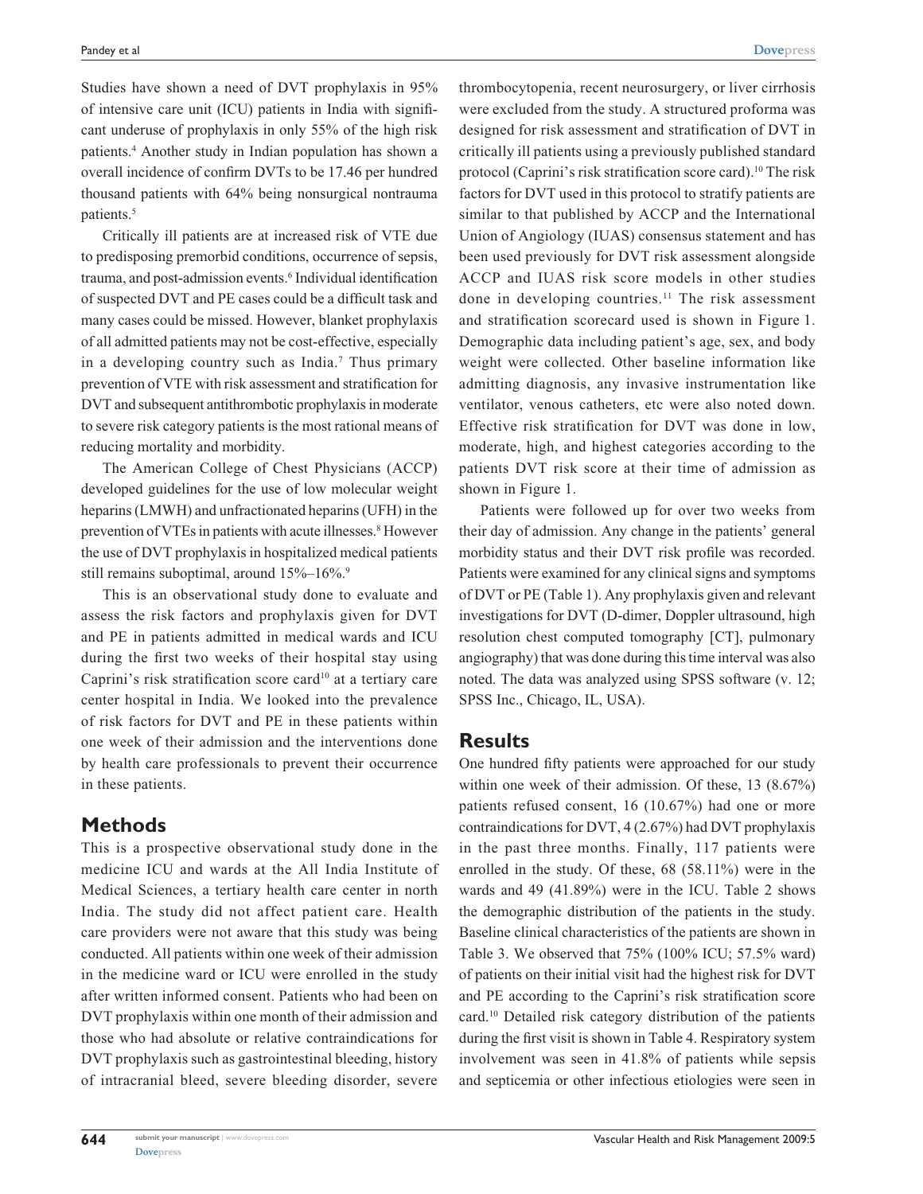Studies have shown a need of DVT prophylaxis in 95% of intensive care unit (ICU) patients in India with significant underuse of prophylaxis in only 55% of the high risk patients.[4] Another study in Indian population has shown a overall incidence of confirm DVTs to be 17.46 per hundred thousand patients with 64% being nonsurgical nontrauma patients.[5]

Critically ill patients are at increased risk of VTE due to predisposing premorbid conditions, occurrence of sepsis, trauma, and post-admission events.[6] Individual identification of suspected DVT and PE cases could be a difficult task and many cases could be missed. However, blanket prophylaxis of all admitted patients may not be cost-effective, especially in a developing country such as India.[7] Thus primary prevention of VTE with risk assessment and stratification for DVT and subsequent antithrombotic prophylaxis in moderate to severe risk category patients is the most rational means of reducing mortality and morbidity.

The American College of Chest Physicians (ACCP) developed guidelines for the use of low molecular weight heparins (LMWH) and unfractionated heparins (UFH) in the prevention of VTEs in patients with acute illnesses.[8] However the use of DVT prophylaxis in hospitalized medical patients still remains suboptimal, around 15%–16%.[9]

This is an observational study done to evaluate and assess the risk factors and prophylaxis given for DVT and PE in patients admitted in medical wards and ICU during the first two weeks of their hospital stay using Caprini's risk stratification score card[10] at a tertiary care center hospital in India. We looked into the prevalence of risk factors for DVT and PE in these patients within one week of their admission and the interventions done by health care professionals to prevent their occurrence in these patients.

## Methods

This is a prospective observational study done in the medicine ICU and wards at the All India Institute of Medical Sciences, a tertiary health care center in north India. The study did not affect patient care. Health care providers were not aware that this study was being conducted. All patients within one week of their admission in the medicine ward or ICU were enrolled in the study after written informed consent. Patients who had been on DVT prophylaxis within one month of their admission and those who had absolute or relative contraindications for DVT prophylaxis such as gastrointestinal bleeding, history of intracranial bleed, severe bleeding disorder, severe thrombocytopenia, recent neurosurgery, or liver cirrhosis were excluded from the study. A structured proforma was designed for risk assessment and stratification of DVT in critically ill patients using a previously published standard protocol (Caprini's risk stratification score card).[10] The risk factors for DVT used in this protocol to stratify patients are similar to that published by ACCP and the International Union of Angiology (IUAS) consensus statement and has been used previously for DVT risk assessment alongside ACCP and IUAS risk score models in other studies done in developing countries.[11] The risk assessment and stratification scorecard used is shown in Figure 1. Demographic data including patient's age, sex, and body weight were collected. Other baseline information like admitting diagnosis, any invasive instrumentation like ventilator, venous catheters, etc were also noted down. Effective risk stratification for DVT was done in low, moderate, high, and highest categories according to the patients DVT risk score at their time of admission as shown in Figure 1.

Patients were followed up for over two weeks from their day of admission. Any change in the patients' general morbidity status and their DVT risk profile was recorded. Patients were examined for any clinical signs and symptoms of DVT or PE (Table 1). Any prophylaxis given and relevant investigations for DVT (D-dimer, Doppler ultrasound, high resolution chest computed tomography [CT], pulmonary angiography) that was done during this time interval was also noted. The data was analyzed using SPSS software (v. 12; SPSS Inc., Chicago, IL, USA).

## Results

One hundred fifty patients were approached for our study within one week of their admission. Of these, 13 (8.67%) patients refused consent, 16 (10.67%) had one or more contraindications for DVT, 4 (2.67%) had DVT prophylaxis in the past three months. Finally, 117 patients were enrolled in the study. Of these, 68 (58.11%) were in the wards and 49 (41.89%) were in the ICU. Table 2 shows the demographic distribution of the patients in the study. Baseline clinical characteristics of the patients are shown in Table 3. We observed that 75% (100% ICU; 57.5% ward) of patients on their initial visit had the highest risk for DVT and PE according to the Caprini's risk stratification score card.[10] Detailed risk category distribution of the patients during the first visit is shown in Table 4. Respiratory system involvement was seen in 41.8% of patients while sepsis and septicemia or other infectious etiologies were seen in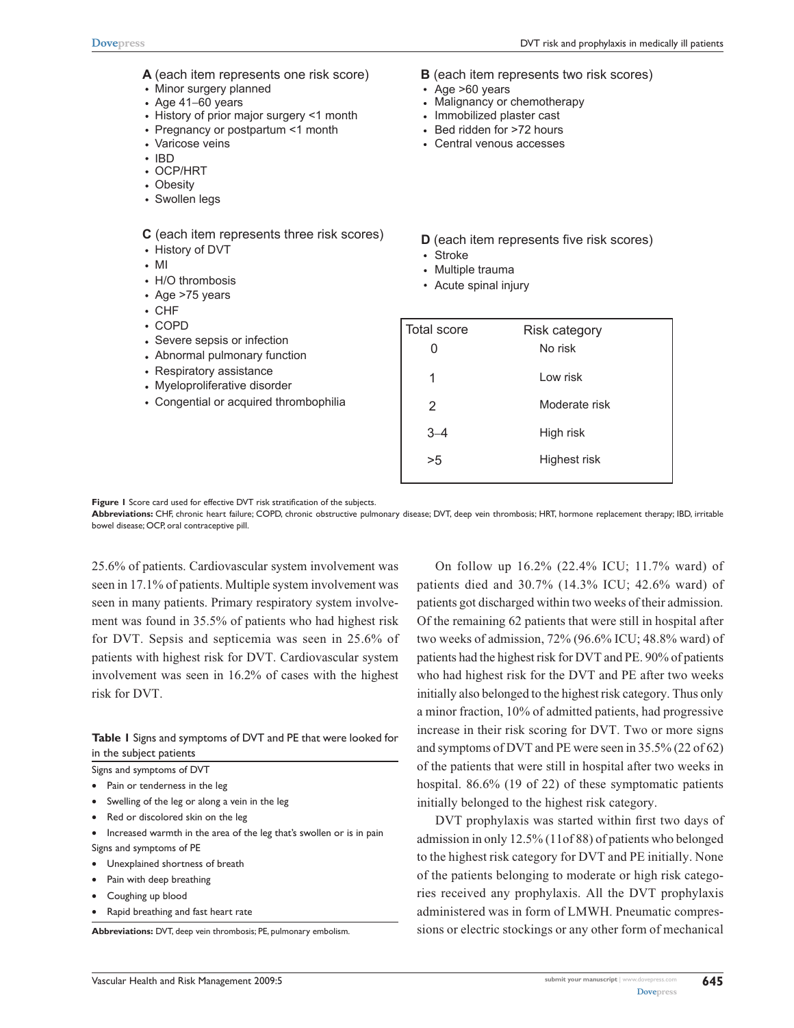**A** (each item represents one risk score)

- Minor surgery planned
- Age 41–60 years
- History of prior major surgery <1 month
- Pregnancy or postpartum <1 month
- Varicose veins
- IBD
- OCP/HRT
- Obesity
- Swollen legs

**B** (each item represents two risk scores)

- Age >60 years
- Malignancy or chemotherapy
- Immobilized plaster cast
- Bed ridden for >72 hours
- Central venous accesses

**C** (each item represents three risk scores)

- History of DVT
- MI
- H/O thrombosis
- Age >75 years
- CHF
- COPD
- Severe sepsis or infection
- Abnormal pulmonary function
- Respiratory assistance
- Myeloproliferative disorder
- Congential or acquired thrombophilia

**D** (each item represents five risk scores)

- Stroke
- Multiple trauma
- Acute spinal injury

| Total score | Risk category |
|---|---|
| 0 | No risk |
| 1 | Low risk |
| 2 | Moderate risk |
| 3–4 | High risk |
| >5 | Highest risk |

**Figure 1** Score card used for effective DVT risk stratification of the subjects.

**Abbreviations:** CHF, chronic heart failure; COPD, chronic obstructive pulmonary disease; DVT, deep vein thrombosis; HRT, hormone replacement therapy; IBD, irritable bowel disease; OCP, oral contraceptive pill.

25.6% of patients. Cardiovascular system involvement was seen in 17.1% of patients. Multiple system involvement was seen in many patients. Primary respiratory system involvement was found in 35.5% of patients who had highest risk for DVT. Sepsis and septicemia was seen in 25.6% of patients with highest risk for DVT. Cardiovascular system involvement was seen in 16.2% of cases with the highest risk for DVT.

**Table 1** Signs and symptoms of DVT and PE that were looked for in the subject patients

| Signs and symptoms of DVT |
|---|
| • Pain or tenderness in the leg |
| • Swelling of the leg or along a vein in the leg |
| • Red or discolored skin on the leg |
| • Increased warmth in the area of the leg that's swollen or is in pain |
| Signs and symptoms of PE |
| • Unexplained shortness of breath |
| • Pain with deep breathing |
| • Coughing up blood |
| • Rapid breathing and fast heart rate |

**Abbreviations:** DVT, deep vein thrombosis; PE, pulmonary embolism.

On follow up 16.2% (22.4% ICU; 11.7% ward) of patients died and 30.7% (14.3% ICU; 42.6% ward) of patients got discharged within two weeks of their admission. Of the remaining 62 patients that were still in hospital after two weeks of admission, 72% (96.6% ICU; 48.8% ward) of patients had the highest risk for DVT and PE. 90% of patients who had highest risk for the DVT and PE after two weeks initially also belonged to the highest risk category. Thus only a minor fraction, 10% of admitted patients, had progressive increase in their risk scoring for DVT. Two or more signs and symptoms of DVT and PE were seen in 35.5% (22 of 62) of the patients that were still in hospital after two weeks in hospital. 86.6% (19 of 22) of these symptomatic patients initially belonged to the highest risk category.

DVT prophylaxis was started within first two days of admission in only 12.5% (11of 88) of patients who belonged to the highest risk category for DVT and PE initially. None of the patients belonging to moderate or high risk categories received any prophylaxis. All the DVT prophylaxis administered was in form of LMWH. Pneumatic compressions or electric stockings or any other form of mechanical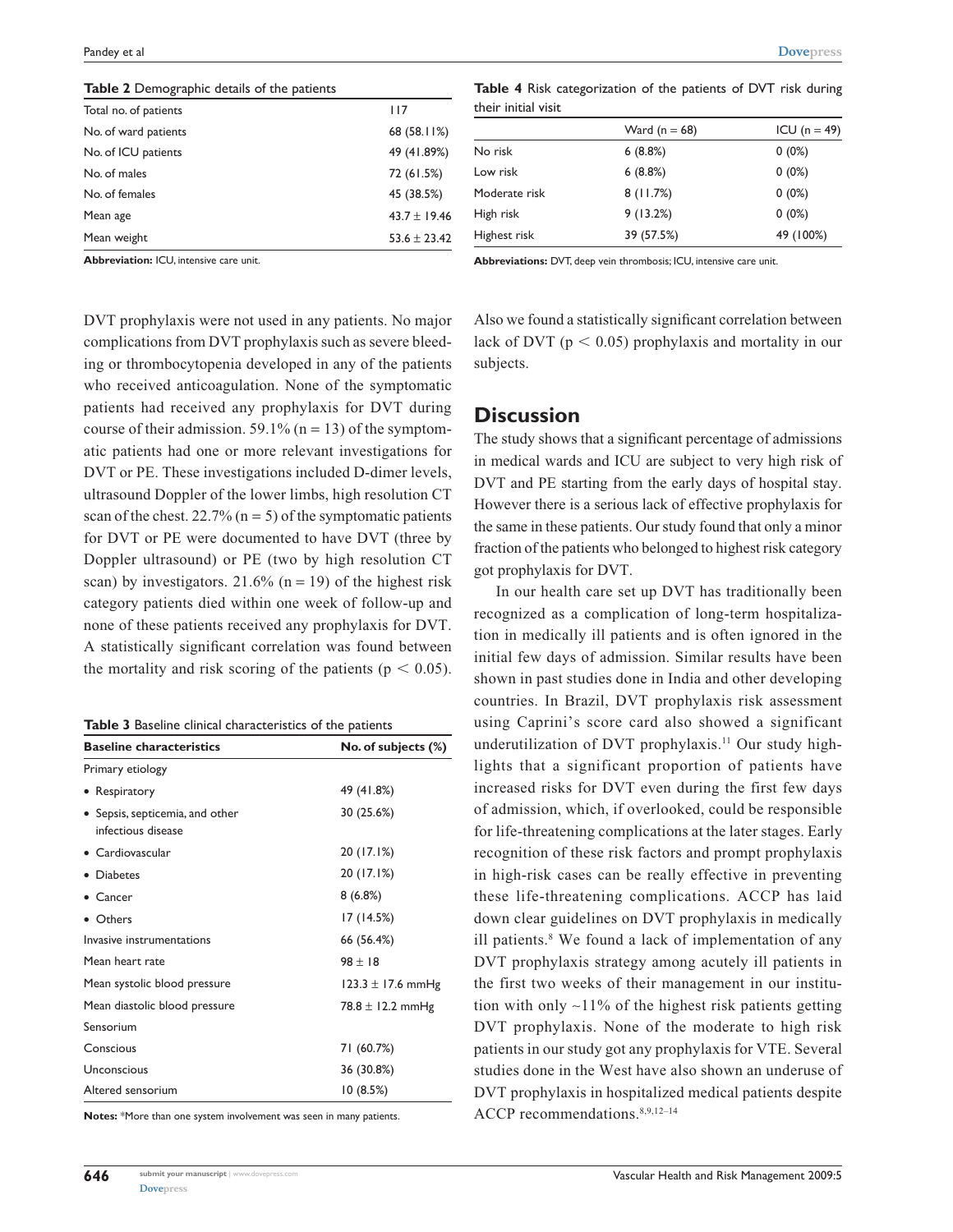**Table 2** Demographic details of the patients

| | |
|---|---|
| Total no. of patients | 117 |
| No. of ward patients | 68 (58.11%) |
| No. of ICU patients | 49 (41.89%) |
| No. of males | 72 (61.5%) |
| No. of females | 45 (38.5%) |
| Mean age | 43.7 ± 19.46 |
| Mean weight | 53.6 ± 23.42 |

**Abbreviation:** ICU, intensive care unit.

**Table 4** Risk categorization of the patients of DVT risk during their initial visit

| | Ward (n = 68) | ICU (n = 49) |
|---|---|---|
| No risk | 6 (8.8%) | 0 (0%) |
| Low risk | 6 (8.8%) | 0 (0%) |
| Moderate risk | 8 (11.7%) | 0 (0%) |
| High risk | 9 (13.2%) | 0 (0%) |
| Highest risk | 39 (57.5%) | 49 (100%) |

**Abbreviations:** DVT, deep vein thrombosis; ICU, intensive care unit.

DVT prophylaxis were not used in any patients. No major complications from DVT prophylaxis such as severe bleeding or thrombocytopenia developed in any of the patients who received anticoagulation. None of the symptomatic patients had received any prophylaxis for DVT during course of their admission. 59.1% (n = 13) of the symptomatic patients had one or more relevant investigations for DVT or PE. These investigations included D-dimer levels, ultrasound Doppler of the lower limbs, high resolution CT scan of the chest. 22.7% (n = 5) of the symptomatic patients for DVT or PE were documented to have DVT (three by Doppler ultrasound) or PE (two by high resolution CT scan) by investigators. 21.6% (n = 19) of the highest risk category patients died within one week of follow-up and none of these patients received any prophylaxis for DVT. A statistically significant correlation was found between the mortality and risk scoring of the patients ($p < 0.05$).

**Table 3** Baseline clinical characteristics of the patients

| Baseline characteristics | No. of subjects (%) |
|---|---|
| Primary etiology | |
| • Respiratory | 49 (41.8%) |
| • Sepsis, septicemia, and other infectious disease | 30 (25.6%) |
| • Cardiovascular | 20 (17.1%) |
| • Diabetes | 20 (17.1%) |
| • Cancer | 8 (6.8%) |
| • Others | 17 (14.5%) |
| Invasive instrumentations | 66 (56.4%) |
| Mean heart rate | 98 ± 18 |
| Mean systolic blood pressure | 123.3 ± 17.6 mmHg |
| Mean diastolic blood pressure | 78.8 ± 12.2 mmHg |
| Sensorium | |
| Conscious | 71 (60.7%) |
| Unconscious | 36 (30.8%) |
| Altered sensorium | 10 (8.5%) |

**Notes:** *More than one system involvement was seen in many patients.

Also we found a statistically significant correlation between lack of DVT ($p < 0.05$) prophylaxis and mortality in our subjects.

## Discussion

The study shows that a significant percentage of admissions in medical wards and ICU are subject to very high risk of DVT and PE starting from the early days of hospital stay. However there is a serious lack of effective prophylaxis for the same in these patients. Our study found that only a minor fraction of the patients who belonged to highest risk category got prophylaxis for DVT.

In our health care set up DVT has traditionally been recognized as a complication of long-term hospitalization in medically ill patients and is often ignored in the initial few days of admission. Similar results have been shown in past studies done in India and other developing countries. In Brazil, DVT prophylaxis risk assessment using Caprini's score card also showed a significant underutilization of DVT prophylaxis.[11] Our study highlights that a significant proportion of patients have increased risks for DVT even during the first few days of admission, which, if overlooked, could be responsible for life-threatening complications at the later stages. Early recognition of these risk factors and prompt prophylaxis in high-risk cases can be really effective in preventing these life-threatening complications. ACCP has laid down clear guidelines on DVT prophylaxis in medically ill patients.[8] We found a lack of implementation of any DVT prophylaxis strategy among acutely ill patients in the first two weeks of their management in our institution with only ~11% of the highest risk patients getting DVT prophylaxis. None of the moderate to high risk patients in our study got any prophylaxis for VTE. Several studies done in the West have also shown an underuse of DVT prophylaxis in hospitalized medical patients despite ACCP recommendations.[8,9,12–14]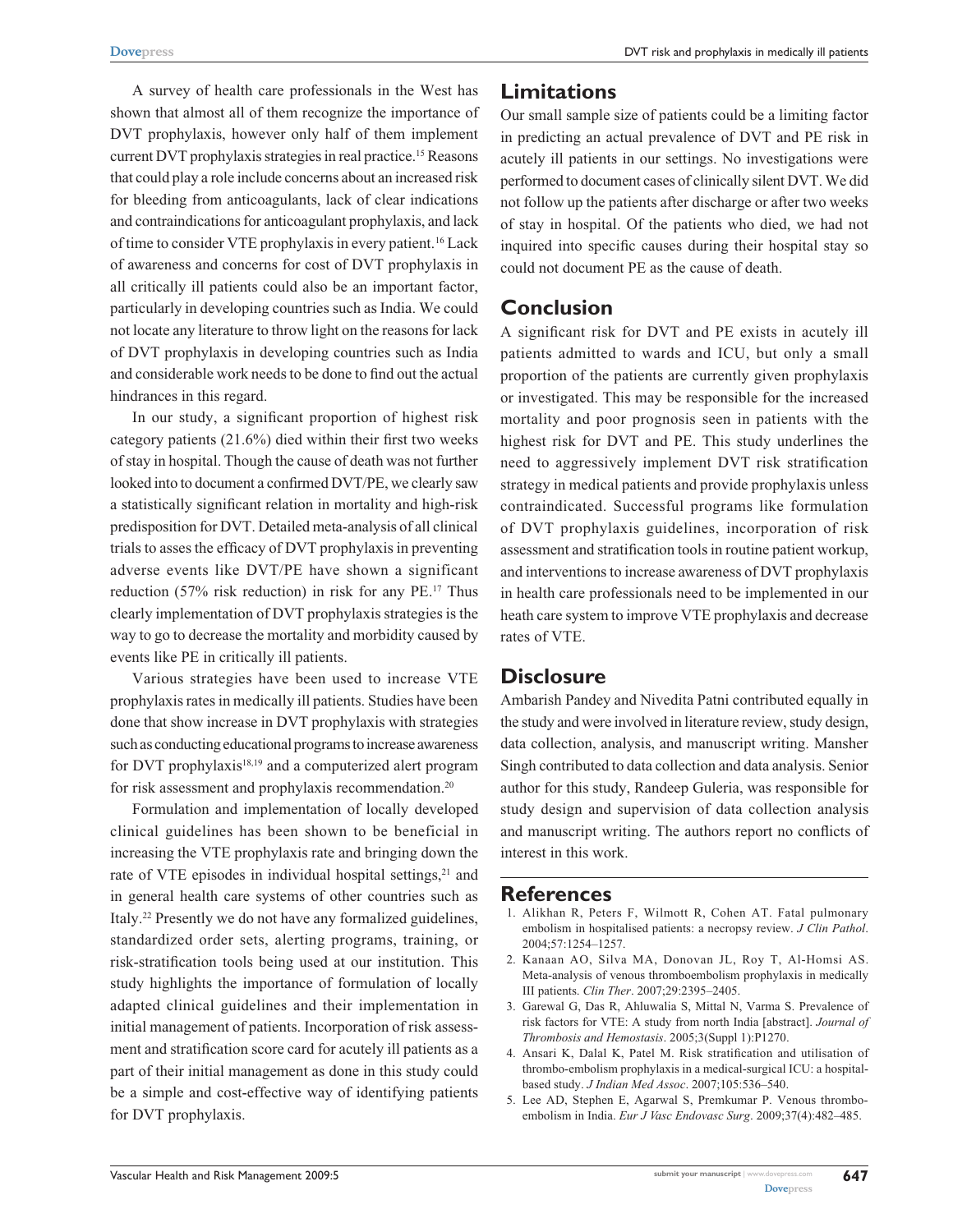A survey of health care professionals in the West has shown that almost all of them recognize the importance of DVT prophylaxis, however only half of them implement current DVT prophylaxis strategies in real practice.[15] Reasons that could play a role include concerns about an increased risk for bleeding from anticoagulants, lack of clear indications and contraindications for anticoagulant prophylaxis, and lack of time to consider VTE prophylaxis in every patient.[16] Lack of awareness and concerns for cost of DVT prophylaxis in all critically ill patients could also be an important factor, particularly in developing countries such as India. We could not locate any literature to throw light on the reasons for lack of DVT prophylaxis in developing countries such as India and considerable work needs to be done to find out the actual hindrances in this regard.

In our study, a significant proportion of highest risk category patients (21.6%) died within their first two weeks of stay in hospital. Though the cause of death was not further looked into to document a confirmed DVT/PE, we clearly saw a statistically significant relation in mortality and high-risk predisposition for DVT. Detailed meta-analysis of all clinical trials to asses the efficacy of DVT prophylaxis in preventing adverse events like DVT/PE have shown a significant reduction (57% risk reduction) in risk for any PE.[17] Thus clearly implementation of DVT prophylaxis strategies is the way to go to decrease the mortality and morbidity caused by events like PE in critically ill patients.

Various strategies have been used to increase VTE prophylaxis rates in medically ill patients. Studies have been done that show increase in DVT prophylaxis with strategies such as conducting educational programs to increase awareness for DVT prophylaxis[18,19] and a computerized alert program for risk assessment and prophylaxis recommendation.[20]

Formulation and implementation of locally developed clinical guidelines has been shown to be beneficial in increasing the VTE prophylaxis rate and bringing down the rate of VTE episodes in individual hospital settings,[21] and in general health care systems of other countries such as Italy.[22] Presently we do not have any formalized guidelines, standardized order sets, alerting programs, training, or risk-stratification tools being used at our institution. This study highlights the importance of formulation of locally adapted clinical guidelines and their implementation in initial management of patients. Incorporation of risk assessment and stratification score card for acutely ill patients as a part of their initial management as done in this study could be a simple and cost-effective way of identifying patients for DVT prophylaxis.

## Limitations

Our small sample size of patients could be a limiting factor in predicting an actual prevalence of DVT and PE risk in acutely ill patients in our settings. No investigations were performed to document cases of clinically silent DVT. We did not follow up the patients after discharge or after two weeks of stay in hospital. Of the patients who died, we had not inquired into specific causes during their hospital stay so could not document PE as the cause of death.

## Conclusion

A significant risk for DVT and PE exists in acutely ill patients admitted to wards and ICU, but only a small proportion of the patients are currently given prophylaxis or investigated. This may be responsible for the increased mortality and poor prognosis seen in patients with the highest risk for DVT and PE. This study underlines the need to aggressively implement DVT risk stratification strategy in medical patients and provide prophylaxis unless contraindicated. Successful programs like formulation of DVT prophylaxis guidelines, incorporation of risk assessment and stratification tools in routine patient workup, and interventions to increase awareness of DVT prophylaxis in health care professionals need to be implemented in our heath care system to improve VTE prophylaxis and decrease rates of VTE.

## Disclosure

Ambarish Pandey and Nivedita Patni contributed equally in the study and were involved in literature review, study design, data collection, analysis, and manuscript writing. Mansher Singh contributed to data collection and data analysis. Senior author for this study, Randeep Guleria, was responsible for study design and supervision of data collection analysis and manuscript writing. The authors report no conflicts of interest in this work.

## References

1. Alikhan R, Peters F, Wilmott R, Cohen AT. Fatal pulmonary embolism in hospitalised patients: a necropsy review. *J Clin Pathol*. 2004;57:1254–1257.
2. Kanaan AO, Silva MA, Donovan JL, Roy T, Al-Homsi AS. Meta-analysis of venous thromboembolism prophylaxis in medically III patients. *Clin Ther*. 2007;29:2395–2405.
3. Garewal G, Das R, Ahluwalia S, Mittal N, Varma S. Prevalence of risk factors for VTE: A study from north India [abstract]. *Journal of Thrombosis and Hemostasis*. 2005;3(Suppl 1):P1270.
4. Ansari K, Dalal K, Patel M. Risk stratification and utilisation of thrombo-embolism prophylaxis in a medical-surgical ICU: a hospital-based study. *J Indian Med Assoc*. 2007;105:536–540.
5. Lee AD, Stephen E, Agarwal S, Premkumar P. Venous thromboembolism in India. *Eur J Vasc Endovasc Surg*. 2009;37(4):482–485.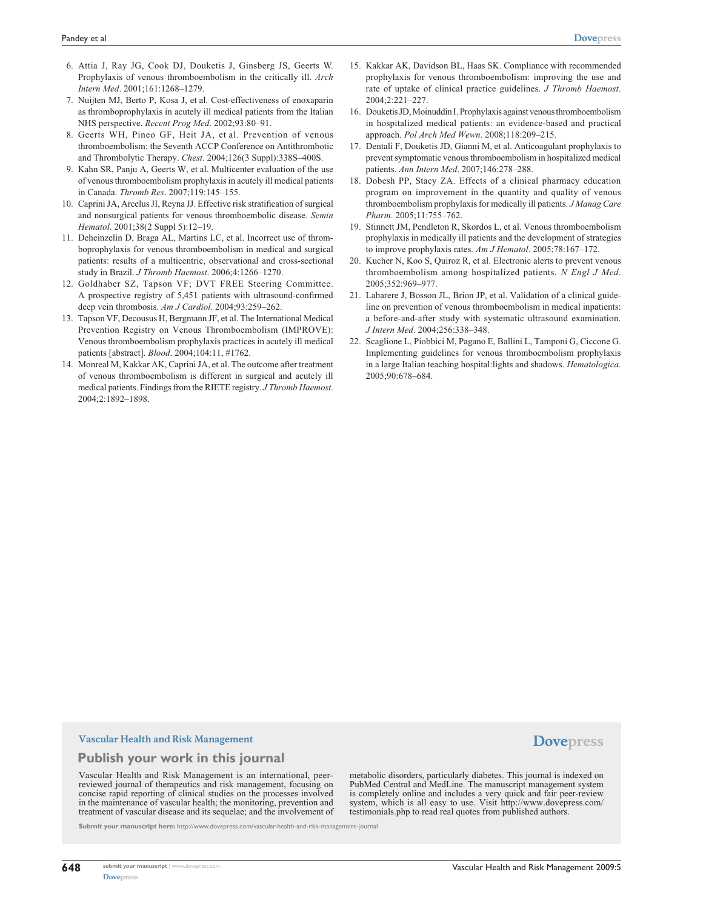6. Attia J, Ray JG, Cook DJ, Douketis J, Ginsberg JS, Geerts W. Prophylaxis of venous thromboembolism in the critically ill. *Arch Intern Med*. 2001;161:1268–1279.
7. Nuijten MJ, Berto P, Kosa J, et al. Cost-effectiveness of enoxaparin as thromboprophylaxis in acutely ill medical patients from the Italian NHS perspective. *Recent Prog Med*. 2002;93:80–91.
8. Geerts WH, Pineo GF, Heit JA, et al. Prevention of venous thromboembolism: the Seventh ACCP Conference on Antithrombotic and Thrombolytic Therapy. *Chest*. 2004;126(3 Suppl):338S–400S.
9. Kahn SR, Panju A, Geerts W, et al. Multicenter evaluation of the use of venous thromboembolism prophylaxis in acutely ill medical patients in Canada. *Thromb Res*. 2007;119:145–155.
10. Caprini JA, Arcelus JI, Reyna JJ. Effective risk stratification of surgical and nonsurgical patients for venous thromboembolic disease. *Semin Hematol*. 2001;38(2 Suppl 5):12–19.
11. Deheinzelin D, Braga AL, Martins LC, et al. Incorrect use of thromboprophylaxis for venous thromboembolism in medical and surgical patients: results of a multicentric, observational and cross-sectional study in Brazil. *J Thromb Haemost*. 2006;4:1266–1270.
12. Goldhaber SZ, Tapson VF; DVT FREE Steering Committee. A prospective registry of 5,451 patients with ultrasound-confirmed deep vein thrombosis. *Am J Cardiol*. 2004;93:259–262.
13. Tapson VF, Decousus H, Bergmann JF, et al. The International Medical Prevention Registry on Venous Thromboembolism (IMPROVE): Venous thromboembolism prophylaxis practices in acutely ill medical patients [abstract]. *Blood*. 2004;104:11, #1762.
14. Monreal M, Kakkar AK, Caprini JA, et al. The outcome after treatment of venous thromboembolism is different in surgical and acutely ill medical patients. Findings from the RIETE registry. *J Thromb Haemost*. 2004;2:1892–1898.
15. Kakkar AK, Davidson BL, Haas SK. Compliance with recommended prophylaxis for venous thromboembolism: improving the use and rate of uptake of clinical practice guidelines. *J Thromb Haemost*. 2004;2:221–227.
16. Douketis JD, Moinuddin I. Prophylaxis against venous thromboembolism in hospitalized medical patients: an evidence-based and practical approach. *Pol Arch Med Wewn*. 2008;118:209–215.
17. Dentali F, Douketis JD, Gianni M, et al. Anticoagulant prophylaxis to prevent symptomatic venous thromboembolism in hospitalized medical patients. *Ann Intern Med*. 2007;146:278–288.
18. Dobesh PP, Stacy ZA. Effects of a clinical pharmacy education program on improvement in the quantity and quality of venous thromboembolism prophylaxis for medically ill patients. *J Manag Care Pharm*. 2005;11:755–762.
19. Stinnett JM, Pendleton R, Skordos L, et al. Venous thromboembolism prophylaxis in medically ill patients and the development of strategies to improve prophylaxis rates. *Am J Hematol*. 2005;78:167–172.
20. Kucher N, Koo S, Quiroz R, et al. Electronic alerts to prevent venous thromboembolism among hospitalized patients. *N Engl J Med*. 2005;352:969–977.
21. Labarere J, Bosson JL, Brion JP, et al. Validation of a clinical guideline on prevention of venous thromboembolism in medical inpatients: a before-and-after study with systematic ultrasound examination. *J Intern Med*. 2004;256:338–348.
22. Scaglione L, Piobbici M, Pagano E, Ballini L, Tamponi G, Ciccone G. Implementing guidelines for venous thromboembolism prophylaxis in a large Italian teaching hospital:lights and shadows. *Hematologica*. 2005;90:678–684.

**Vascular Health and Risk Management**

**Dovepress**

## Publish your work in this journal

Vascular Health and Risk Management is an international, peer-reviewed journal of therapeutics and risk management, focusing on concise rapid reporting of clinical studies on the processes involved in the maintenance of vascular health; the monitoring, prevention and treatment of vascular disease and its sequelae; and the involvement of metabolic disorders, particularly diabetes. This journal is indexed on PubMed Central and MedLine. The manuscript management system is completely online and includes a very quick and fair peer-review system, which is all easy to use. Visit http://www.dovepress.com/testimonials.php to read real quotes from published authors.

**Submit your manuscript here:** http://www.dovepress.com/vascular-health-and-risk-management-journal